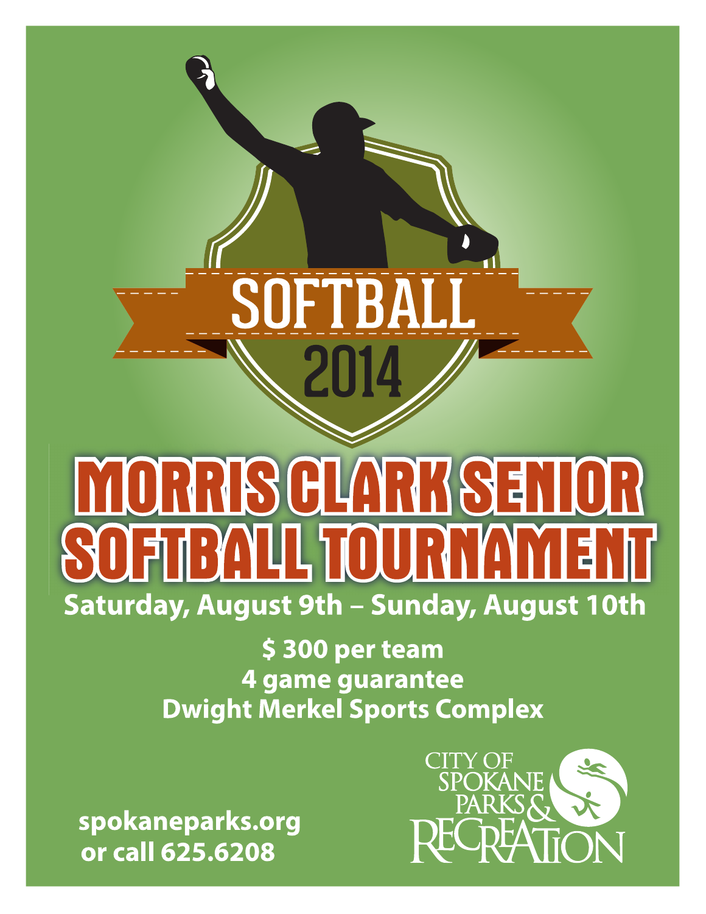SOFTBALL

2014

# MORRIS CLARK SENIOR SOFTBALL TOURNAMENT

**Saturday, August 9th – Sunday, August 10th**

**$ 300 per team**
**4 game guarantee**
**Dwight Merkel Sports Complex**

**spokaneparks.org**
**or call 625.6208**

CITY OF SPOKANE PARKS & RECREATION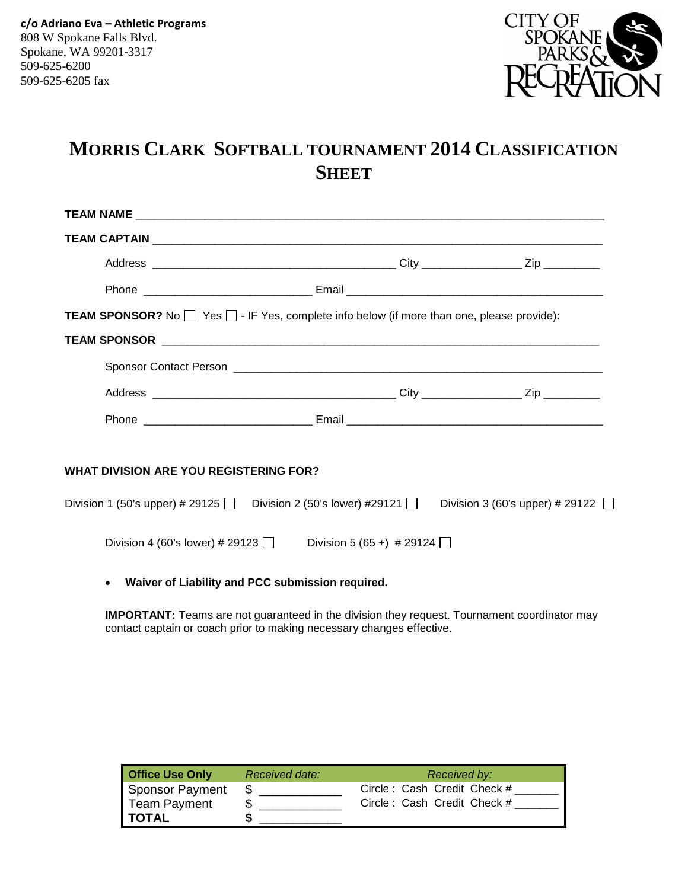**c/o Adriano Eva – Athletic Programs**
808 W Spokane Falls Blvd.
Spokane, WA 99201-3317
509-625-6200
509-625-6205 fax

CITY OF SPOKANE PARKS & RECREATION

# MORRIS CLARK SOFTBALL TOURNAMENT 2014 CLASSIFICATION SHEET

**TEAM NAME** ________________________________________________________________________

**TEAM CAPTAIN** _____________________________________________________________________

Address ______________________________________ City _______________ Zip _________

Phone __________________________ Email _________________________________________

**TEAM SPONSOR?** No ☐ Yes ☐ - IF Yes, complete info below (if more than one, please provide):

**TEAM SPONSOR** ____________________________________________________________________

Sponsor Contact Person _________________________________________________________

Address ______________________________________ City _______________ Zip _________

Phone __________________________ Email _________________________________________

**WHAT DIVISION ARE YOU REGISTERING FOR?**

Division 1 (50's upper) # 29125 ☐  Division 2 (50's lower) #29121 ☐  Division 3 (60's upper) # 29122 ☐

Division 4 (60's lower) # 29123 ☐  Division 5 (65 +) # 29124 ☐

- **Waiver of Liability and PCC submission required.**

**IMPORTANT:** Teams are not guaranteed in the division they request. Tournament coordinator may contact captain or coach prior to making necessary changes effective.

| **Office Use Only** | *Received date:* | *Received by:* |
|---|---|---|
| Sponsor Payment | $ ___________ | Circle : Cash Credit Check # ______ |
| Team Payment | $ ___________ | Circle : Cash Credit Check # ______ |
| **TOTAL** | **$** ___________ | |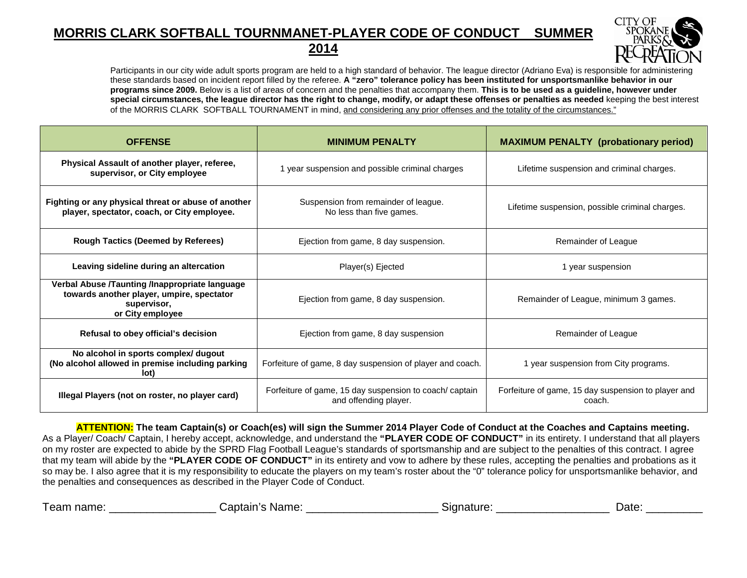# MORRIS CLARK SOFTBALL TOURNMANET-PLAYER CODE OF CONDUCT SUMMER 2014

Participants in our city wide adult sports program are held to a high standard of behavior. The league director (Adriano Eva) is responsible for administering these standards based on incident report filled by the referee. **A "zero" tolerance policy has been instituted for unsportsmanlike behavior in our programs since 2009.** Below is a list of areas of concern and the penalties that accompany them. **This is to be used as a guideline, however under special circumstances, the league director has the right to change, modify, or adapt these offenses or penalties as needed** keeping the best interest of the MORRIS CLARK SOFTBALL TOURNAMENT in mind, and considering any prior offenses and the totality of the circumstances."

| OFFENSE | MINIMUM PENALTY | MAXIMUM PENALTY (probationary period) |
|---|---|---|
| **Physical Assault of another player, referee, supervisor, or City employee** | 1 year suspension and possible criminal charges | Lifetime suspension and criminal charges. |
| **Fighting or any physical threat or abuse of another player, spectator, coach, or City employee.** | Suspension from remainder of league. No less than five games. | Lifetime suspension, possible criminal charges. |
| **Rough Tactics (Deemed by Referees)** | Ejection from game, 8 day suspension. | Remainder of League |
| **Leaving sideline during an altercation** | Player(s) Ejected | 1 year suspension |
| **Verbal Abuse /Taunting /Inappropriate language towards another player, umpire, spectator supervisor, or City employee** | Ejection from game, 8 day suspension. | Remainder of League, minimum 3 games. |
| **Refusal to obey official's decision** | Ejection from game, 8 day suspension | Remainder of League |
| **No alcohol in sports complex/ dugout (No alcohol allowed in premise including parking lot)** | Forfeiture of game, 8 day suspension of player and coach. | 1 year suspension from City programs. |
| **Illegal Players (not on roster, no player card)** | Forfeiture of game, 15 day suspension to coach/ captain and offending player. | Forfeiture of game, 15 day suspension to player and coach. |

**ATTENTION: The team Captain(s) or Coach(es) will sign the Summer 2014 Player Code of Conduct at the Coaches and Captains meeting.**

As a Player/ Coach/ Captain, I hereby accept, acknowledge, and understand the **"PLAYER CODE OF CONDUCT"** in its entirety. I understand that all players on my roster are expected to abide by the SPRD Flag Football League's standards of sportsmanship and are subject to the penalties of this contract. I agree that my team will abide by the **"PLAYER CODE OF CONDUCT"** in its entirety and vow to adhere by these rules, accepting the penalties and probations as it so may be. I also agree that it is my responsibility to educate the players on my team's roster about the "0" tolerance policy for unsportsmanlike behavior, and the penalties and consequences as described in the Player Code of Conduct.

Team name: _________________ Captain's Name: _____________________ Signature: __________________ Date: _________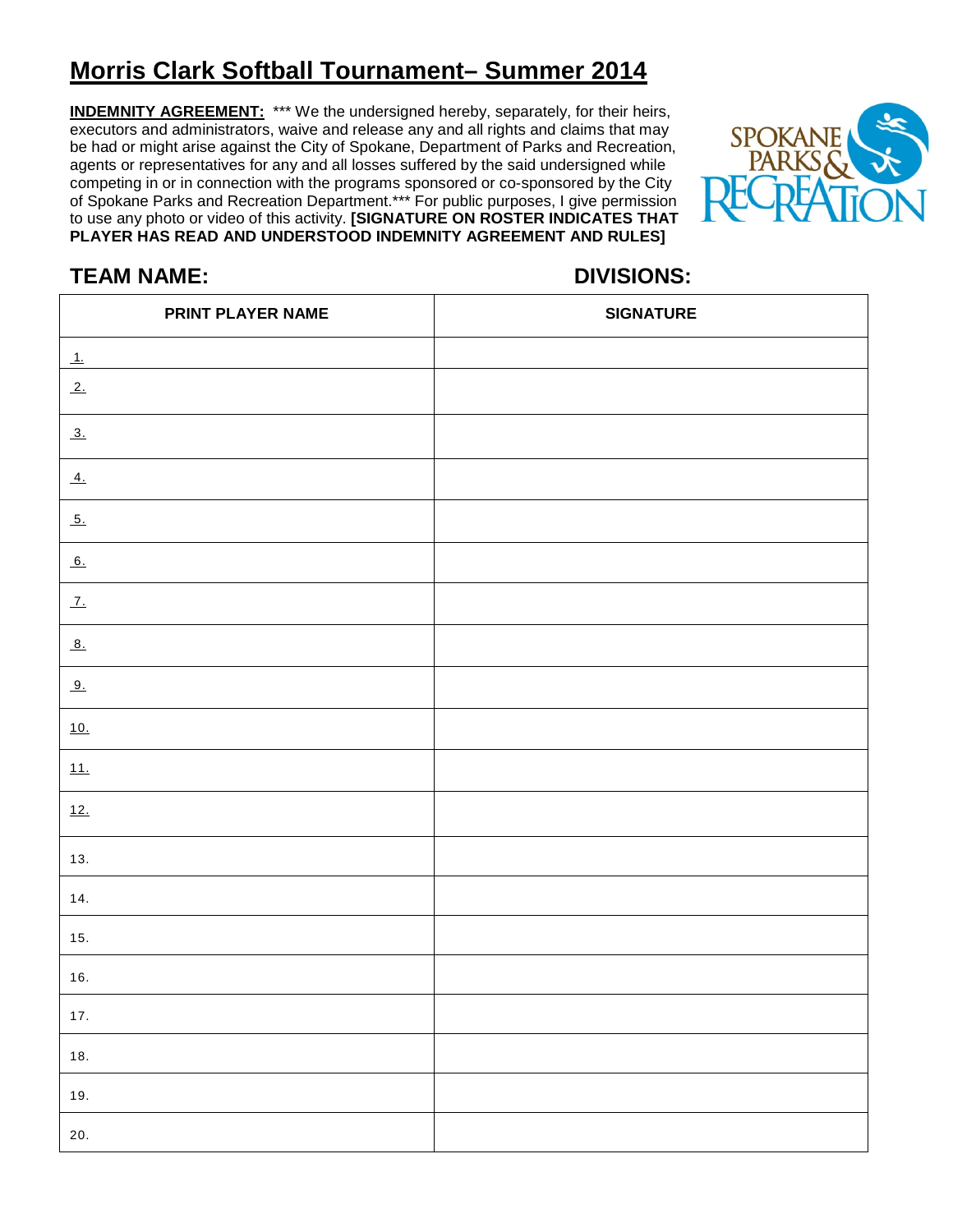# Morris Clark Softball Tournament– Summer 2014

**INDEMNITY AGREEMENT:** *** We the undersigned hereby, separately, for their heirs, executors and administrators, waive and release any and all rights and claims that may be had or might arise against the City of Spokane, Department of Parks and Recreation, agents or representatives for any and all losses suffered by the said undersigned while competing in or in connection with the programs sponsored or co-sponsored by the City of Spokane Parks and Recreation Department.*** For public purposes, I give permission to use any photo or video of this activity. **[SIGNATURE ON ROSTER INDICATES THAT PLAYER HAS READ AND UNDERSTOOD INDEMNITY AGREEMENT AND RULES]**

## TEAM NAME: DIVISIONS:

| PRINT PLAYER NAME | SIGNATURE |
|---|---|
| 1. | |
| 2. | |
| 3. | |
| 4. | |
| 5. | |
| 6. | |
| 7. | |
| 8. | |
| 9. | |
| 10. | |
| 11. | |
| 12. | |
| 13. | |
| 14. | |
| 15. | |
| 16. | |
| 17. | |
| 18. | |
| 19. | |
| 20. | |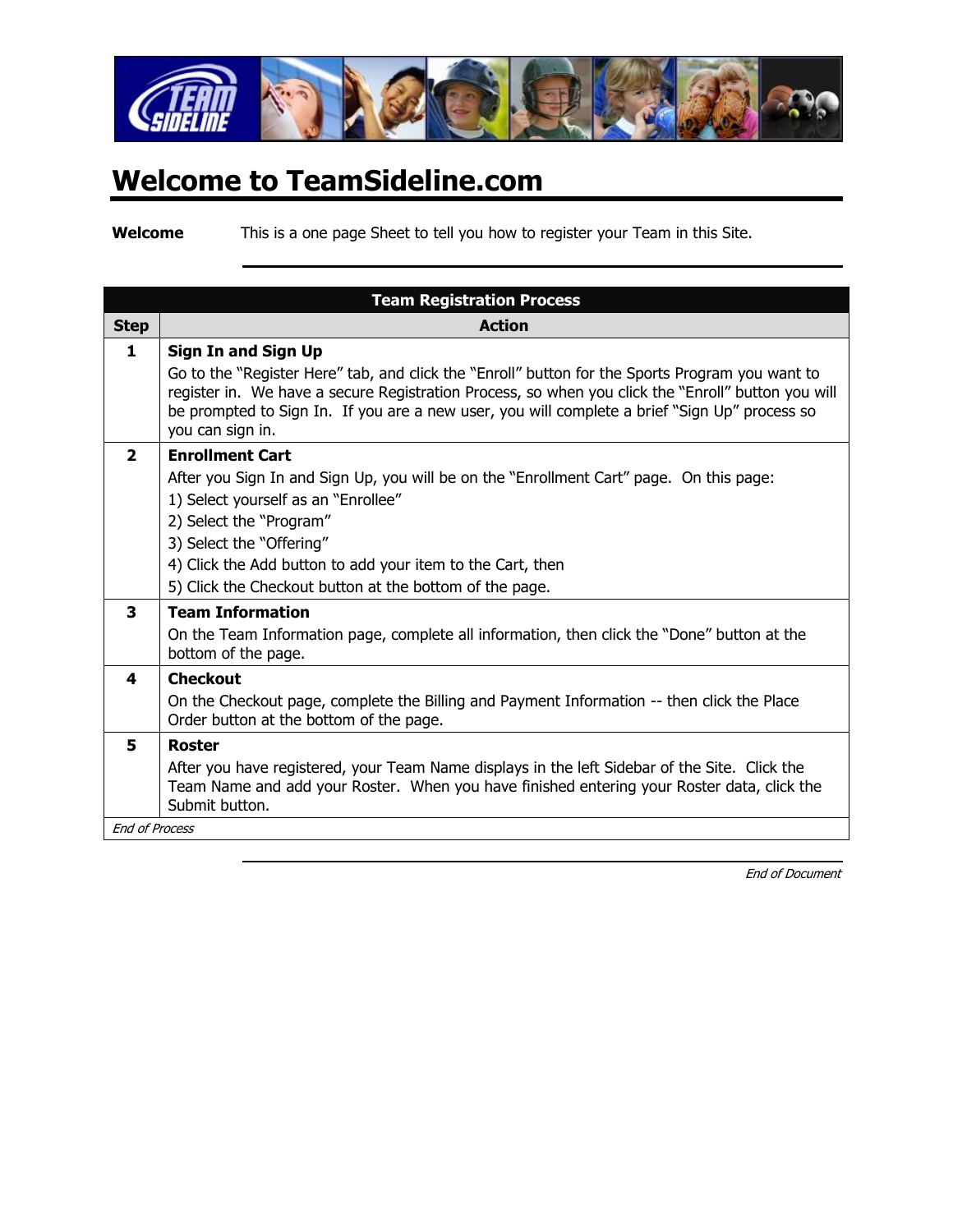# Welcome to TeamSideline.com

**Welcome** This is a one page Sheet to tell you how to register your Team in this Site.

| Team Registration Process | |
|---|---|
| **Step** | **Action** |
| **1** | **Sign In and Sign Up**<br>Go to the "Register Here" tab, and click the "Enroll" button for the Sports Program you want to register in. We have a secure Registration Process, so when you click the "Enroll" button you will be prompted to Sign In. If you are a new user, you will complete a brief "Sign Up" process so you can sign in. |
| **2** | **Enrollment Cart**<br>After you Sign In and Sign Up, you will be on the "Enrollment Cart" page. On this page:<br>1) Select yourself as an "Enrollee"<br>2) Select the "Program"<br>3) Select the "Offering"<br>4) Click the Add button to add your item to the Cart, then<br>5) Click the Checkout button at the bottom of the page. |
| **3** | **Team Information**<br>On the Team Information page, complete all information, then click the "Done" button at the bottom of the page. |
| **4** | **Checkout**<br>On the Checkout page, complete the Billing and Payment Information -- then click the Place Order button at the bottom of the page. |
| **5** | **Roster**<br>After you have registered, your Team Name displays in the left Sidebar of the Site. Click the Team Name and add your Roster. When you have finished entering your Roster data, click the Submit button. |
| *End of Process* | |

*End of Document*